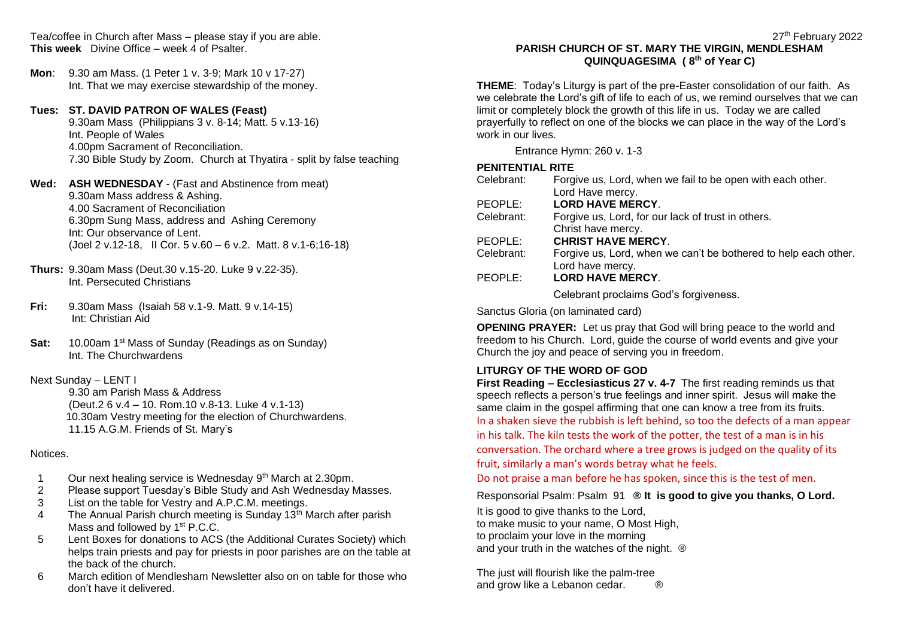Tea/coffee in Church after Mass – please stay if you are able.
**This week** Divine Office – week 4 of Psalter.

**Mon**: 9.30 am Mass. (1 Peter 1 v. 3-9; Mark 10 v 17-27)
Int. That we may exercise stewardship of the money.

**Tues: ST. DAVID PATRON OF WALES (Feast)**
9.30am Mass (Philippians 3 v. 8-14; Matt. 5 v.13-16)
Int. People of Wales
4.00pm Sacrament of Reconciliation.
7.30 Bible Study by Zoom. Church at Thyatira - split by false teaching

**Wed: ASH WEDNESDAY** - (Fast and Abstinence from meat)
9.30am Mass address & Ashing.
4.00 Sacrament of Reconciliation
6.30pm Sung Mass, address and Ashing Ceremony
Int: Our observance of Lent.
(Joel 2 v.12-18, II Cor. 5 v.60 – 6 v.2. Matt. 8 v.1-6;16-18)

**Thurs:** 9.30am Mass (Deut.30 v.15-20. Luke 9 v.22-35).
Int. Persecuted Christians

**Fri:** 9.30am Mass (Isaiah 58 v.1-9. Matt. 9 v.14-15)
Int: Christian Aid

**Sat:** 10.00am 1st Mass of Sunday (Readings as on Sunday)
Int. The Churchwardens

Next Sunday – LENT I
9.30 am Parish Mass & Address
(Deut.2 6 v.4 – 10. Rom.10 v.8-13. Luke 4 v.1-13)
10.30am Vestry meeting for the election of Churchwardens.
11.15 A.G.M. Friends of St. Mary's

Notices.

1. Our next healing service is Wednesday 9th March at 2.30pm.
2. Please support Tuesday's Bible Study and Ash Wednesday Masses.
3. List on the table for Vestry and A.P.C.M. meetings.
4. The Annual Parish church meeting is Sunday 13th March after parish Mass and followed by 1st P.C.C.
5. Lent Boxes for donations to ACS (the Additional Curates Society) which helps train priests and pay for priests in poor parishes are on the table at the back of the church.
6. March edition of Mendlesham Newsletter also on on table for those who don't have it delivered.

27th February 2022

**PARISH CHURCH OF ST. MARY THE VIRGIN, MENDLESHAM**
**QUINQUAGESIMA ( 8th of Year C)**

**THEME**: Today's Liturgy is part of the pre-Easter consolidation of our faith. As we celebrate the Lord's gift of life to each of us, we remind ourselves that we can limit or completely block the growth of this life in us. Today we are called prayerfully to reflect on one of the blocks we can place in the way of the Lord's work in our lives.

Entrance Hymn: 260 v. 1-3

**PENITENTIAL RITE**

Celebrant: Forgive us, Lord, when we fail to be open with each other. Lord Have mercy.
PEOPLE: **LORD HAVE MERCY**.
Celebrant: Forgive us, Lord, for our lack of trust in others. Christ have mercy.
PEOPLE: **CHRIST HAVE MERCY**.
Celebrant: Forgive us, Lord, when we can't be bothered to help each other. Lord have mercy.
PEOPLE: **LORD HAVE MERCY**.

Celebrant proclaims God's forgiveness.

Sanctus Gloria (on laminated card)

**OPENING PRAYER:** Let us pray that God will bring peace to the world and freedom to his Church. Lord, guide the course of world events and give your Church the joy and peace of serving you in freedom.

**LITURGY OF THE WORD OF GOD**

**First Reading – Ecclesiasticus 27 v. 4-7** The first reading reminds us that speech reflects a person's true feelings and inner spirit. Jesus will make the same claim in the gospel affirming that one can know a tree from its fruits.
In a shaken sieve the rubbish is left behind, so too the defects of a man appear in his talk. The kiln tests the work of the potter, the test of a man is in his conversation. The orchard where a tree grows is judged on the quality of its fruit, similarly a man's words betray what he feels.
Do not praise a man before he has spoken, since this is the test of men.

Responsorial Psalm: Psalm 91 **® It is good to give you thanks, O Lord.**

It is good to give thanks to the Lord,
to make music to your name, O Most High,
to proclaim your love in the morning
and your truth in the watches of the night. ®

The just will flourish like the palm-tree
and grow like a Lebanon cedar. ®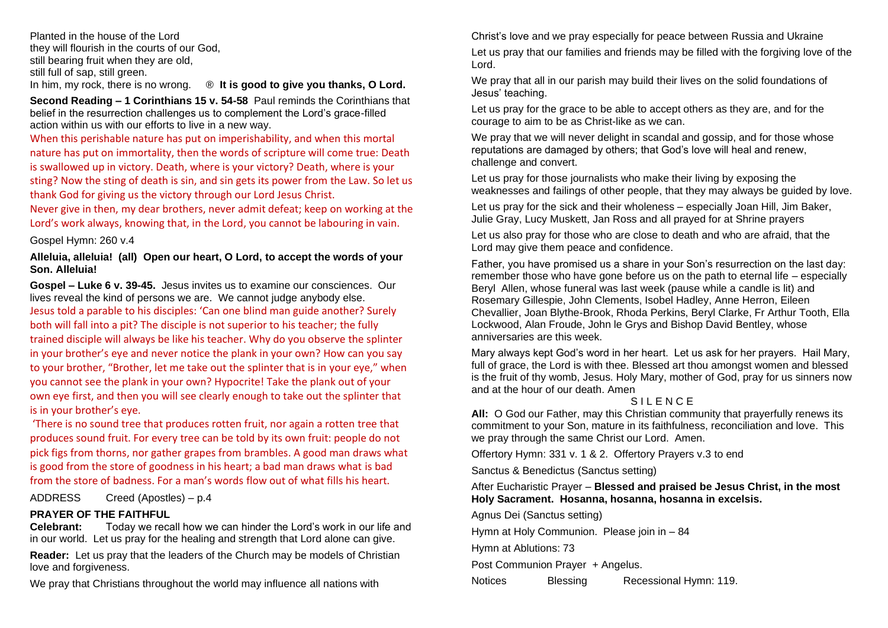Planted in the house of the Lord
they will flourish in the courts of our God,
still bearing fruit when they are old,
still full of sap, still green.
In him, my rock, there is no wrong. ® **It is good to give you thanks, O Lord.**

**Second Reading – 1 Corinthians 15 v. 54-58** Paul reminds the Corinthians that belief in the resurrection challenges us to complement the Lord's grace-filled action within us with our efforts to live in a new way.

When this perishable nature has put on imperishability, and when this mortal nature has put on immortality, then the words of scripture will come true: Death is swallowed up in victory. Death, where is your victory? Death, where is your sting? Now the sting of death is sin, and sin gets its power from the Law. So let us thank God for giving us the victory through our Lord Jesus Christ.

Never give in then, my dear brothers, never admit defeat; keep on working at the Lord's work always, knowing that, in the Lord, you cannot be labouring in vain.

Gospel Hymn: 260 v.4

**Alleluia, alleluia! (all) Open our heart, O Lord, to accept the words of your Son. Alleluia!**

**Gospel – Luke 6 v. 39-45.** Jesus invites us to examine our consciences. Our lives reveal the kind of persons we are. We cannot judge anybody else.

Jesus told a parable to his disciples: 'Can one blind man guide another? Surely both will fall into a pit? The disciple is not superior to his teacher; the fully trained disciple will always be like his teacher. Why do you observe the splinter in your brother's eye and never notice the plank in your own? How can you say to your brother, "Brother, let me take out the splinter that is in your eye," when you cannot see the plank in your own? Hypocrite! Take the plank out of your own eye first, and then you will see clearly enough to take out the splinter that is in your brother's eye.

'There is no sound tree that produces rotten fruit, nor again a rotten tree that produces sound fruit. For every tree can be told by its own fruit: people do not pick figs from thorns, nor gather grapes from brambles. A good man draws what is good from the store of goodness in his heart; a bad man draws what is bad from the store of badness. For a man's words flow out of what fills his heart.

ADDRESS Creed (Apostles) – p.4

## PRAYER OF THE FAITHFUL

**Celebrant:** Today we recall how we can hinder the Lord's work in our life and in our world. Let us pray for the healing and strength that Lord alone can give.

**Reader:** Let us pray that the leaders of the Church may be models of Christian love and forgiveness.

We pray that Christians throughout the world may influence all nations with Christ's love and we pray especially for peace between Russia and Ukraine

Let us pray that our families and friends may be filled with the forgiving love of the Lord.

We pray that all in our parish may build their lives on the solid foundations of Jesus' teaching.

Let us pray for the grace to be able to accept others as they are, and for the courage to aim to be as Christ-like as we can.

We pray that we will never delight in scandal and gossip, and for those whose reputations are damaged by others; that God's love will heal and renew, challenge and convert.

Let us pray for those journalists who make their living by exposing the weaknesses and failings of other people, that they may always be guided by love.

Let us pray for the sick and their wholeness – especially Joan Hill, Jim Baker, Julie Gray, Lucy Muskett, Jan Ross and all prayed for at Shrine prayers

Let us also pray for those who are close to death and who are afraid, that the Lord may give them peace and confidence.

Father, you have promised us a share in your Son's resurrection on the last day: remember those who have gone before us on the path to eternal life – especially Beryl Allen, whose funeral was last week (pause while a candle is lit) and Rosemary Gillespie, John Clements, Isobel Hadley, Anne Herron, Eileen Chevallier, Joan Blythe-Brook, Rhoda Perkins, Beryl Clarke, Fr Arthur Tooth, Ella Lockwood, Alan Froude, John le Grys and Bishop David Bentley, whose anniversaries are this week.

Mary always kept God's word in her heart. Let us ask for her prayers. Hail Mary, full of grace, the Lord is with thee. Blessed art thou amongst women and blessed is the fruit of thy womb, Jesus. Holy Mary, mother of God, pray for us sinners now and at the hour of our death. Amen

SILENCE

**All:** O God our Father, may this Christian community that prayerfully renews its commitment to your Son, mature in its faithfulness, reconciliation and love. This we pray through the same Christ our Lord. Amen.

Offertory Hymn: 331 v. 1 & 2. Offertory Prayers v.3 to end

Sanctus & Benedictus (Sanctus setting)

After Eucharistic Prayer – **Blessed and praised be Jesus Christ, in the most Holy Sacrament. Hosanna, hosanna, hosanna in excelsis.**

Agnus Dei (Sanctus setting)

Hymn at Holy Communion. Please join in – 84

Hymn at Ablutions: 73

Post Communion Prayer + Angelus.

Notices Blessing Recessional Hymn: 119.